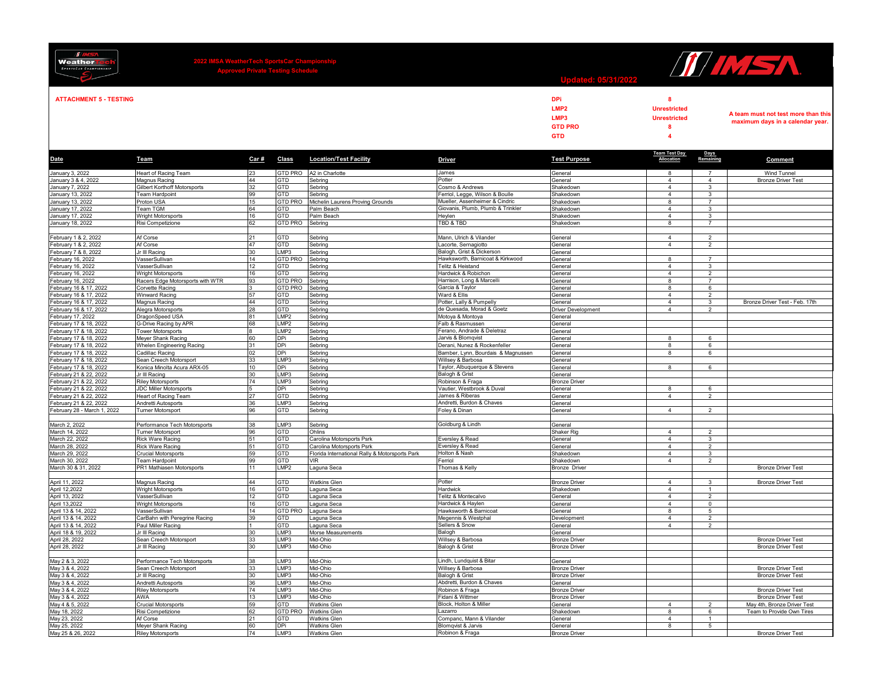**2022 IMSA WeatherTech SportsCar Championship**

**Approved Private Testing Schedule**

**Updated: 05/31/2022**

**ATTACHMENT 5 - TESTING**

| | |
|---|---|
| DPi | 8 |
| LMP2 | Unrestricted |
| LMP3 | Unrestricted |
| GTD PRO | 8 |
| GTD | 4 |

A team must not test more than this maximum days in a calendar year.

| Date | Team | Car # | Class | Location/Test Facility | Driver | Test Purpose | Team Test Day Allocation | Days Remaining | Comment |
|---|---|---|---|---|---|---|---|---|---|
| January 3, 2022 | Heart of Racing Team | 23 | GTD PRO | A2 in Charlotte | James | General | 8 | 7 | Wind Tunnel |
| January 3 & 4, 2022 | Magnus Racing | 44 | GTD | Sebring | Potter | General | 4 | 4 | Bronze Driver Test |
| January 7, 2022 | Gilbert Korthoff Motorsports | 32 | GTD | Sebring | Cosmo & Andrews | Shakedown | 4 | 3 | |
| January 13, 2022 | Team Hardpoint | 99 | GTD | Sebring | Ferriol, Legge, Wilson & Boulle | Shakedown | 4 | 3 | |
| January 13, 2022 | Proton USA | 15 | GTD PRO | Michelin Laurens Proving Grounds | Mueller, Assenheimer & Cindric | Shakedown | 8 | 7 | |
| January 17, 2022 | Team TGM | 64 | GTD | Palm Beach | Giovanis, Plumb, Plumb & Trinkler | Shakedown | 4 | 3 | |
| January 17, 2022 | Wright Motorsports | 16 | GTD | Palm Beach | Heylen | Shakedown | 4 | 3 | |
| January 18, 2022 | Risi Competizione | 62 | GTD PRO | Sebring | TBD & TBD | Shakedown | 8 | 7 | |
| | | | | | | | | | |
| February 1 & 2, 2022 | Af Corse | 21 | GTD | Sebring | Mann, Ulrich & Vilander | General | 4 | 2 | |
| February 1 & 2, 2022 | Af Corse | 47 | GTD | Sebring | Lacorte, Sernagiotto | General | 4 | 2 | |
| February 7 & 8, 2022 | Jr III Racing | 30 | LMP3 | Sebring | Balogh, Grist & Dickerson | General | | | |
| February 16, 2022 | VasserSullivan | 14 | GTD PRO | Sebring | Hawksworth, Barnicoat & Kirkwood | General | 8 | 7 | |
| February 16, 2022 | VasserSullivan | 12 | GTD | Sebring | Telitz & Heistand | General | 4 | 3 | |
| February 16, 2022 | Wright Motorsports | 16 | GTD | Sebring | Hardwick & Robichon | General | 4 | 2 | |
| February 16, 2022 | Racers Edge Motorsports with WTR | 93 | GTD PRO | Sebring | Harrison, Long & Marcelli | General | 8 | 7 | |
| February 16 & 17, 2022 | Corvette Racing | 3 | GTD PRO | Sebring | Garcia & Taylor | General | 8 | 6 | |
| February 16 & 17, 2022 | Winward Racing | 57 | GTD | Sebring | Ward & Ellis | General | 4 | 2 | |
| February 16 & 17, 2022 | Magnus Racing | 44 | GTD | Sebring | Potter, Lally & Pumpelly | General | 4 | 3 | Bronze Driver Test - Feb. 17th |
| February 16 & 17, 2022 | Alegra Motorsports | 28 | GTD | Sebring | de Quesada, Morad & Goetz | Driver Development | 4 | 2 | |
| February 17, 2022 | DragonSpeed USA | 81 | LMP2 | Sebring | Motoya & Montoya | General | | | |
| February 17 & 18, 2022 | G-Drive Racing by APR | 68 | LMP2 | Sebring | Falb & Rasmussen | General | | | |
| February 17 & 18, 2022 | Tower Motorsports | 8 | LMP2 | Sebring | Ferano, Andrade & Deletraz | General | | | |
| February 17 & 18, 2022 | Meyer Shank Racing | 60 | DPi | Sebring | Jarvis & Blomqvist | General | 8 | 6 | |
| February 17 & 18, 2022 | Whelen Engineering Racing | 31 | DPi | Sebring | Derani, Nunez & Rockenfeller | General | 8 | 6 | |
| February 17 & 18, 2022 | Cadillac Racing | 02 | DPi | Sebring | Bamber, Lynn, Bourdais & Magnussen | General | 8 | 6 | |
| February 17 & 18, 2022 | Sean Creech Motorsport | 33 | LMP3 | Sebring | Willsey & Barbosa | General | | | |
| February 17 & 18, 2022 | Konica Minolta Acura ARX-05 | 10 | DPi | Sebring | Taylor, Albuquerque & Stevens | General | 8 | 6 | |
| February 21 & 22, 2022 | Jr III Racing | 30 | LMP3 | Sebring | Balogh & Grist | General | | | |
| February 21 & 22, 2022 | Riley Motorsports | 74 | LMP3 | Sebring | Robinson & Fraga | Bronze Driver | | | |
| February 21 & 22, 2022 | JDC Miller Motorsports | 5 | DPi | Sebring | Vautier, Westbrook & Duval | General | 8 | 6 | |
| February 21 & 22, 2022 | Heart of Racing Team | 27 | GTD | Sebring | James & Riberas | General | 4 | 2 | |
| February 21 & 22, 2022 | Andretti Autosports | 36 | LMP3 | Sebring | Andretti, Burdon & Chaves | General | | | |
| February 28 - March 1, 2022 | Turner Motorsport | 96 | GTD | Sebring | Foley & Dinan | General | 4 | 2 | |
| | | | | | | | | | |
| March 2, 2022 | Performance Tech Motorsports | 38 | LMP3 | Sebring | Goldburg & Lindh | General | | | |
| March 14, 2022 | Turner Motorsport | 96 | GTD | Ohlins | | Shaker Rig | 4 | 2 | |
| March 22, 2022 | Rick Ware Racing | 51 | GTD | Carolina Motorsports Psrk | Eversley & Read | General | 4 | 3 | |
| March 28, 2022 | Rick Ware Racing | 51 | GTD | Carolina Motorsports Psrk | Eversley & Read | General | 4 | 2 | |
| March 29, 2022 | Crucial Motorsports | 59 | GTD | Florida International Rally & Motorsports Park | Holton & Nash | Shakedown | 4 | 3 | |
| March 30, 2022 | Team Hardpoint | 99 | GTD | VIR | Ferriol | Shakedown | 4 | 2 | |
| March 30 & 31, 2022 | PR1 Mathiasen Motorsports | 11 | LMP2 | Laguna Seca | Thomas & Kelly | Bronze Driver | | | Bronze Driver Test |
| | | | | | | | | | |
| April 11, 2022 | Magnus Racing | 44 | GTD | Watkins Glen | Potter | Bronze Driver | 4 | 3 | Bronze Driver Test |
| April 12,2022 | Wright Motorsports | 16 | GTD | Laguna Seca | Hardwick | Shakedown | 4 | 1 | |
| April 13, 2022 | VasserSullivan | 12 | GTD | Laguna Seca | Telitz & Montecalvo | General | 4 | 2 | |
| April 13,2022 | Wright Motorsports | 16 | GTD | Laguna Seca | Hardwick & Haylen | General | 4 | 0 | |
| April 13 & 14, 2022 | VasserSullivan | 14 | GTD PRO | Laguna Seca | Hawksworth & Barnicoat | General | 8 | 5 | |
| April 13 & 14, 2022 | CarBahn with Peregrine Racing | 39 | GTD | Laguna Seca | Megennis & Westphal | Development | 4 | 2 | |
| April 13 & 14, 2022 | Paul Miller Racing | 1 | GTD | Laguna Seca | Sellers & Snow | General | 4 | 2 | |
| April 18 & 19, 2022 | Jr III Racing | 30 | LMP3 | Morse Measurements | Balogh | General | | | |
| April 28, 2022 | Sean Creech Motorsport | 33 | LMP3 | Mid-Ohio | Willsey & Barbosa | Bronze Driver | | | Bronze Driver Test |
| April 28, 2022 | Jr III Racing | 30 | LMP3 | Mid-Ohio | Balogh & Grist | Bronze Driver | | | Bronze Driver Test |
| | | | | | | | | | |
| May 2 & 3, 2022 | Performance Tech Motorsports | 38 | LMP3 | Mid-Ohio | Lindh, Lundquist & Bitar | General | | | |
| May 3 & 4, 2022 | Sean Creech Motorsport | 33 | LMP3 | Mid-Ohio | Willsey & Barbosa | Bronze Driver | | | Bronze Driver Test |
| May 3 & 4, 2022 | Jr III Racing | 30 | LMP3 | Mid-Ohio | Balogh & Grist | Bronze Driver | | | Bronze Driver Test |
| May 3 & 4, 2022 | Andretti Autosports | 36 | LMP3 | Mid-Ohio | Abdretti, Burdon & Chaves | General | | | |
| May 3 & 4, 2022 | Riley Motorsports | 74 | LMP3 | Mid-Ohio | Robinon & Fraga | Bronze Driver | | | Bronze Driver Test |
| May 3 & 4, 2022 | AWA | 13 | LMP3 | Mid-Ohio | Fidani & Wittmer | Bronze Driver | | | Bronze Driver Test |
| May 4 & 5, 2022 | Crucial Motorsports | 59 | GTD | Watkins Glen | Block, Holton & Miller | General | 4 | 2 | May 4th, Bronze Driver Test |
| May 18, 2022 | Risi Competizione | 62 | GTD PRO | Watkins Glen | Lazarro | Shakedown | 8 | 6 | Team to Provide Own Tires |
| May 23, 2022 | Af Corse | 21 | GTD | Watkins Glen | Companc, Mann & Vilander | General | 4 | 1 | |
| May 25, 2022 | Meyer Shank Racing | 60 | DPi | Watkins Glen | Blomqvist & Jarvis | General | 8 | 5 | |
| May 25 & 26, 2022 | Riley Motorsports | 74 | LMP3 | Watkins Glen | Robinon & Fraga | Bronze Driver | | | Bronze Driver Test |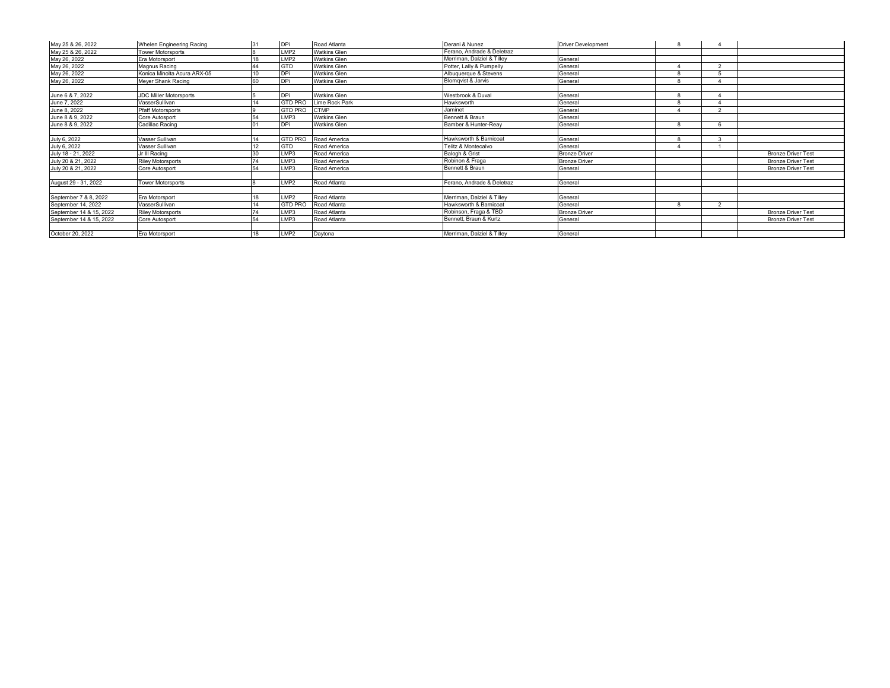| | | | | | | | | | |
|---|---|---|---|---|---|---|---|---|---|
| May 25 & 26, 2022 | Whelen Engineering Racing | 31 | DPi | Road Atlanta | Derani & Nunez | Driver Development | 8 | 4 | |
| May 25 & 26, 2022 | Tower Motorsports | 8 | LMP2 | Watkins Glen | Ferano, Andrade & Deletraz | | | | |
| May 26, 2022 | Era Motorsport | 18 | LMP2 | Watkins Glen | Merriman, Dalziel & Tilley | General | | | |
| May 26, 2022 | Magnus Racing | 44 | GTD | Watkins Glen | Potter, Lally & Pumpelly | General | 4 | 2 | |
| May 26, 2022 | Konica Minolta Acura ARX-05 | 10 | DPi | Watkins Glen | Albuquerque & Stevens | General | 8 | 5 | |
| May 26, 2022 | Meyer Shank Racing | 60 | DPi | Watkins Glen | Blomqvist & Jarvis | General | 8 | 4 | |
| | | | | | | | | | |
| June 6 & 7, 2022 | JDC Miller Motorsports | 5 | DPi | Watkins Glen | Westbrook & Duval | General | 8 | 4 | |
| June 7, 2022 | VasserSullivan | 14 | GTD PRO | Lime Rock Park | Hawksworth | General | 8 | 4 | |
| June 8, 2022 | Pfaff Motorsports | 9 | GTD PRO | CTMP | Jaminet | General | 4 | 2 | |
| June 8 & 9, 2022 | Core Autosport | 54 | LMP3 | Watkins Glen | Bennett & Braun | General | | | |
| June 8 & 9, 2022 | Cadillac Racing | 01 | DPi | Watkins Glen | Bamber & Hunter-Reay | General | 8 | 6 | |
| | | | | | | | | | |
| July 6, 2022 | Vasser Sullivan | 14 | GTD PRO | Road America | Hawksworth & Barnicoat | General | 8 | 3 | |
| July 6, 2022 | Vasser Sullivan | 12 | GTD | Road America | Telitz & Montecalvo | General | 4 | 1 | |
| July 18 - 21, 2022 | Jr III Racing | 30 | LMP3 | Road America | Balogh & Grist | Bronze Driver | | | Bronze Driver Test |
| July 20 & 21, 2022 | Riley Motorsports | 74 | LMP3 | Road America | Robinon & Fraga | Bronze Driver | | | Bronze Driver Test |
| July 20 & 21, 2022 | Core Autosport | 54 | LMP3 | Road America | Bennett & Braun | General | | | Bronze Driver Test |
| | | | | | | | | | |
| August 29 - 31, 2022 | Tower Motorsports | 8 | LMP2 | Road Atlanta | Ferano, Andrade & Deletraz | General | | | |
| | | | | | | | | | |
| September 7 & 8, 2022 | Era Motorsport | 18 | LMP2 | Road Atlanta | Merriman, Dalziel & Tilley | General | | | |
| September 14, 2022 | VasserSullivan | 14 | GTD PRO | Road Atlanta | Hawksworth & Barnicoat | General | 8 | 2 | |
| September 14 & 15, 2022 | Riley Motorsports | 74 | LMP3 | Road Atlanta | Robinson, Fraga & TBD | Bronze Driver | | | Bronze Driver Test |
| September 14 & 15, 2022 | Core Autosport | 54 | LMP3 | Road Atlanta | Bennett, Braun & Kurtz | General | | | Bronze Driver Test |
| | | | | | | | | | |
| October 20, 2022 | Era Motorsport | 18 | LMP2 | Daytona | Merriman, Dalziel & Tilley | General | | | |